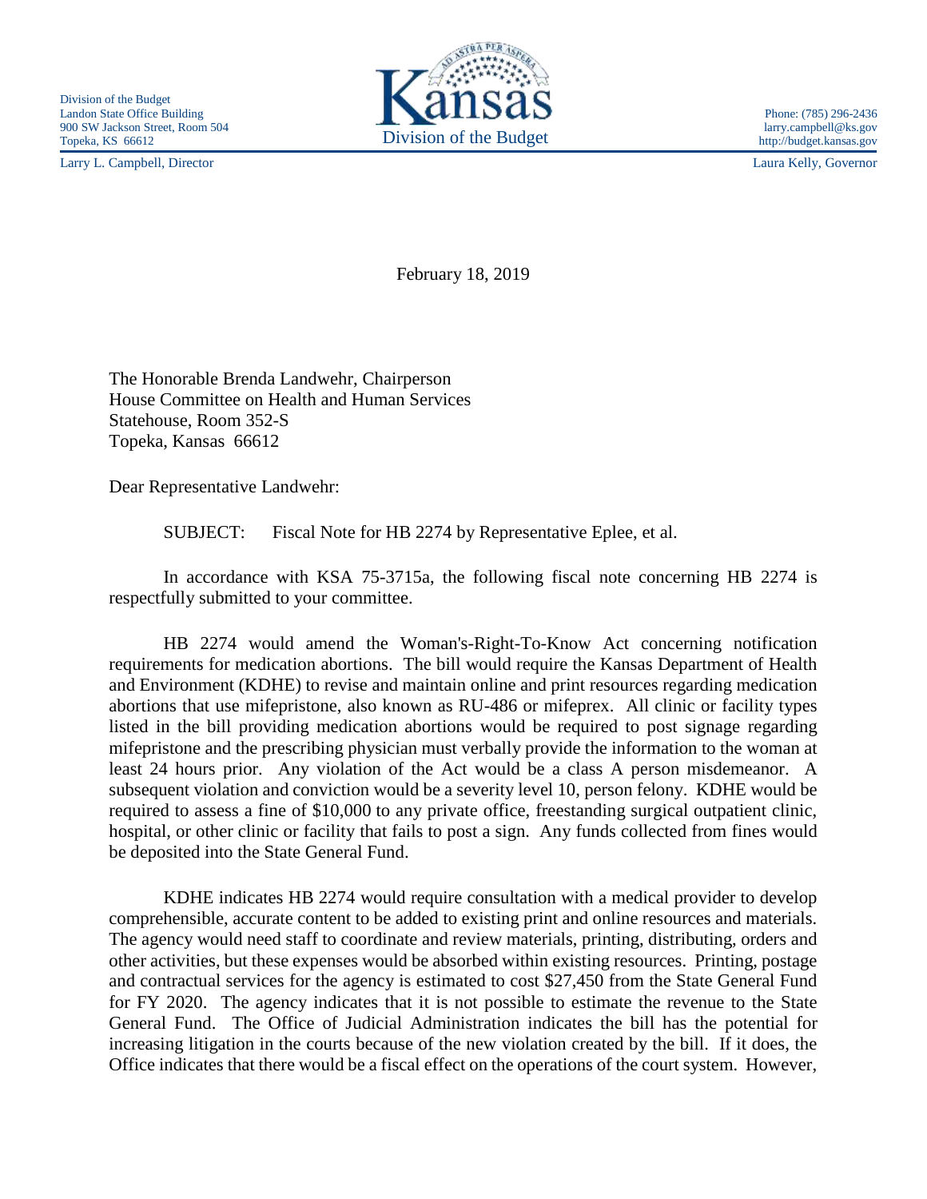Division of the Budget
Landon State Office Building
900 SW Jackson Street, Room 504
Topeka, KS 66612

Kansas
Division of the Budget

Phone: (785) 296-2436
larry.campbell@ks.gov
http://budget.kansas.gov

Larry L. Campbell, Director

Laura Kelly, Governor

February 18, 2019

The Honorable Brenda Landwehr, Chairperson
House Committee on Health and Human Services
Statehouse, Room 352-S
Topeka, Kansas 66612

Dear Representative Landwehr:

SUBJECT: Fiscal Note for HB 2274 by Representative Eplee, et al.

In accordance with KSA 75-3715a, the following fiscal note concerning HB 2274 is respectfully submitted to your committee.

HB 2274 would amend the Woman's-Right-To-Know Act concerning notification requirements for medication abortions. The bill would require the Kansas Department of Health and Environment (KDHE) to revise and maintain online and print resources regarding medication abortions that use mifepristone, also known as RU-486 or mifeprex. All clinic or facility types listed in the bill providing medication abortions would be required to post signage regarding mifepristone and the prescribing physician must verbally provide the information to the woman at least 24 hours prior. Any violation of the Act would be a class A person misdemeanor. A subsequent violation and conviction would be a severity level 10, person felony. KDHE would be required to assess a fine of $10,000 to any private office, freestanding surgical outpatient clinic, hospital, or other clinic or facility that fails to post a sign. Any funds collected from fines would be deposited into the State General Fund.

KDHE indicates HB 2274 would require consultation with a medical provider to develop comprehensible, accurate content to be added to existing print and online resources and materials. The agency would need staff to coordinate and review materials, printing, distributing, orders and other activities, but these expenses would be absorbed within existing resources. Printing, postage and contractual services for the agency is estimated to cost $27,450 from the State General Fund for FY 2020. The agency indicates that it is not possible to estimate the revenue to the State General Fund. The Office of Judicial Administration indicates the bill has the potential for increasing litigation in the courts because of the new violation created by the bill. If it does, the Office indicates that there would be a fiscal effect on the operations of the court system. However,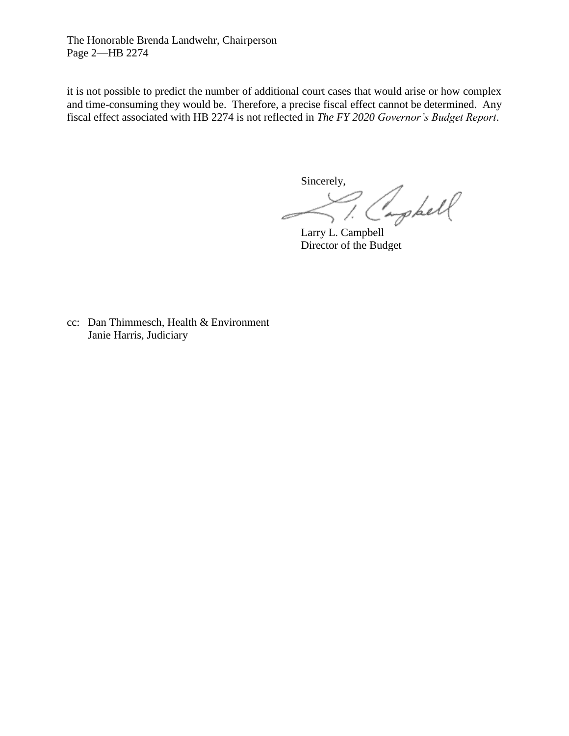it is not possible to predict the number of additional court cases that would arise or how complex and time-consuming they would be. Therefore, a precise fiscal effect cannot be determined. Any fiscal effect associated with HB 2274 is not reflected in *The FY 2020 Governor's Budget Report*.

Sincerely,

Larry L. Campbell
Director of the Budget

cc: Dan Thimmesch, Health & Environment
Janie Harris, Judiciary